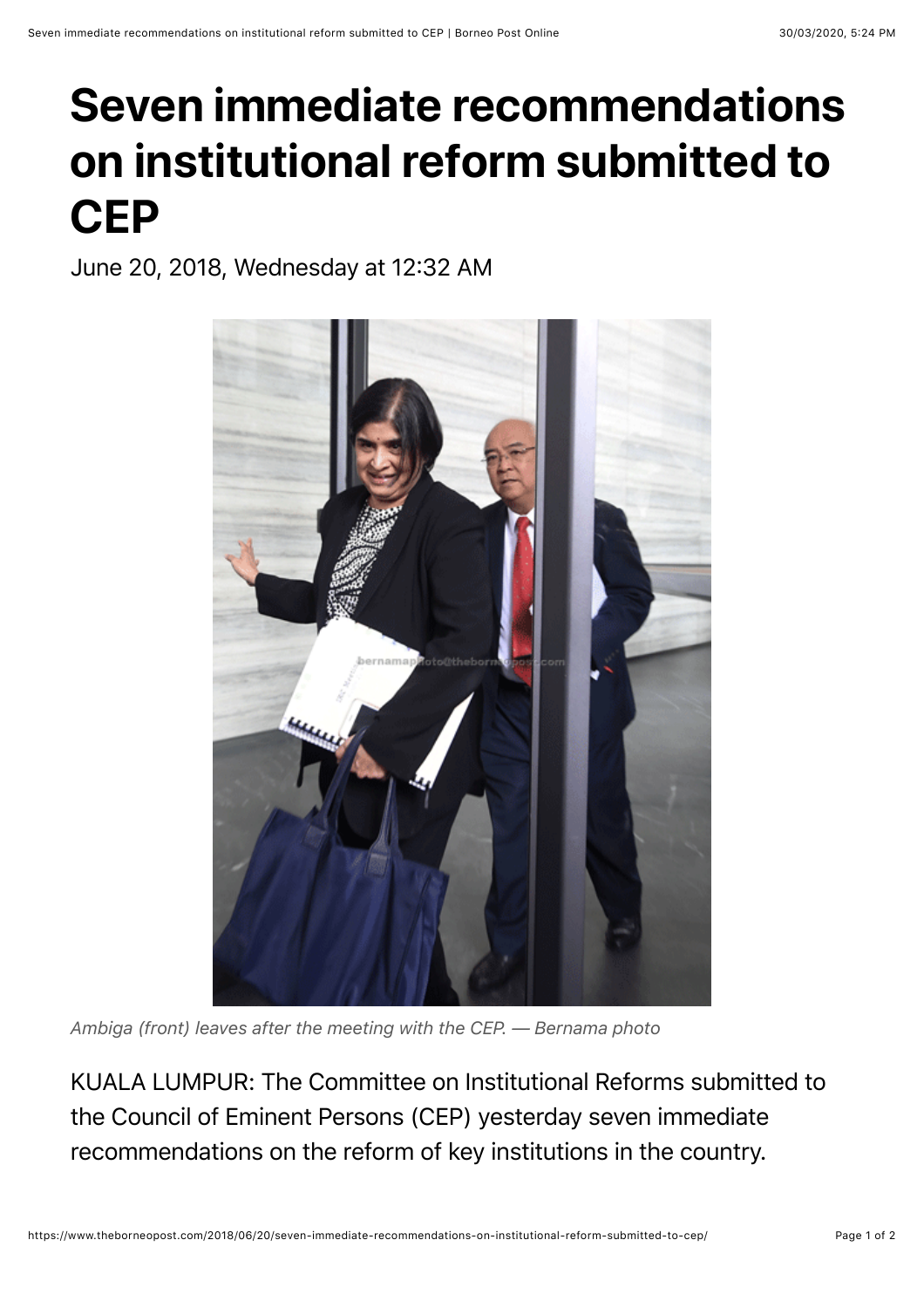# Seven immediate recommendations on institutional reform submitted to CEP

June 20, 2018, Wednesday at 12:32 AM

*Ambiga (front) leaves after the meeting with the CEP. — Bernama photo*

KUALA LUMPUR: The Committee on Institutional Reforms submitted to the Council of Eminent Persons (CEP) yesterday seven immediate recommendations on the reform of key institutions in the country.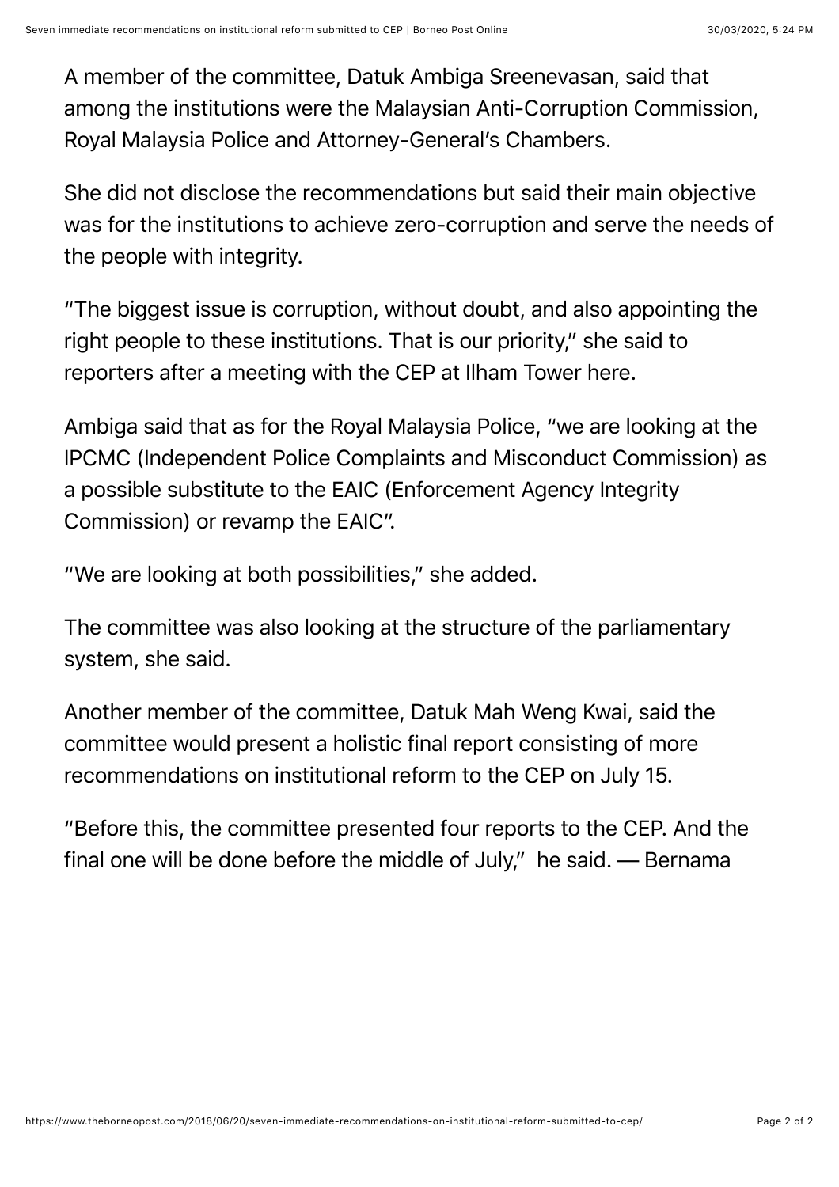A member of the committee, Datuk Ambiga Sreenevasan, said that among the institutions were the Malaysian Anti-Corruption Commission, Royal Malaysia Police and Attorney-General's Chambers.

She did not disclose the recommendations but said their main objective was for the institutions to achieve zero-corruption and serve the needs of the people with integrity.

"The biggest issue is corruption, without doubt, and also appointing the right people to these institutions. That is our priority," she said to reporters after a meeting with the CEP at Ilham Tower here.

Ambiga said that as for the Royal Malaysia Police, "we are looking at the IPCMC (Independent Police Complaints and Misconduct Commission) as a possible substitute to the EAIC (Enforcement Agency Integrity Commission) or revamp the EAIC".

"We are looking at both possibilities," she added.

The committee was also looking at the structure of the parliamentary system, she said.

Another member of the committee, Datuk Mah Weng Kwai, said the committee would present a holistic final report consisting of more recommendations on institutional reform to the CEP on July 15.

"Before this, the committee presented four reports to the CEP. And the final one will be done before the middle of July," he said. — Bernama